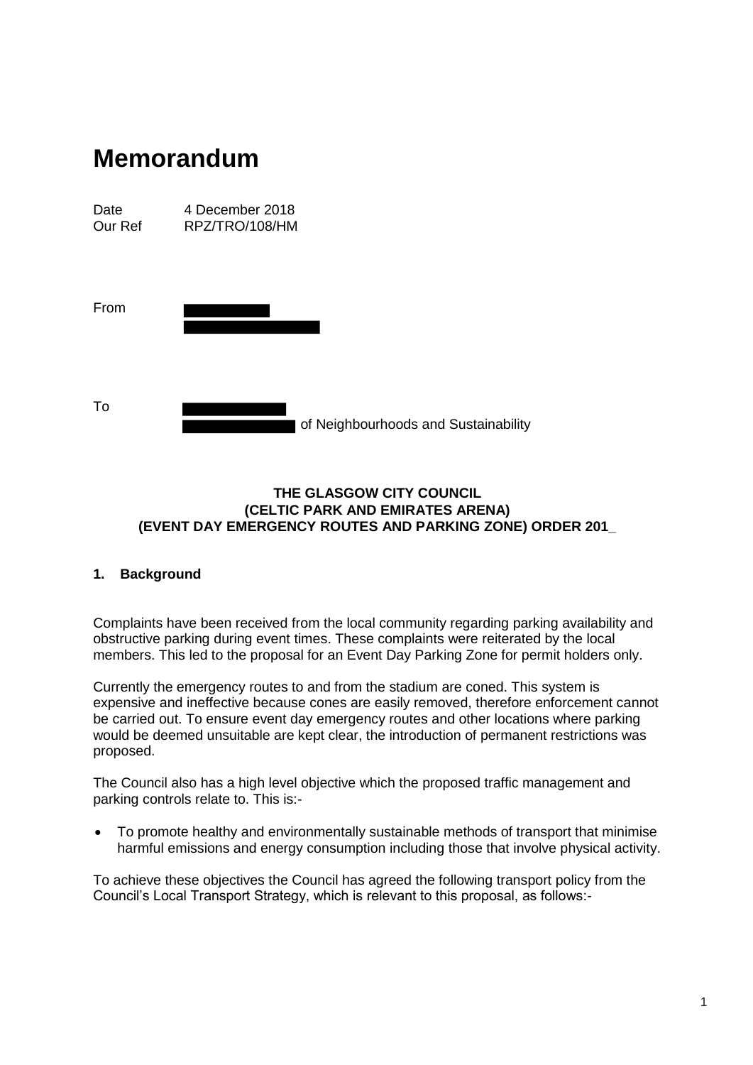# Memorandum

Date 4 December 2018
Our Ref RPZ/TRO/108/HM

From

To

of Neighbourhoods and Sustainability

**THE GLASGOW CITY COUNCIL**
**(CELTIC PARK AND EMIRATES ARENA)**
**(EVENT DAY EMERGENCY ROUTES AND PARKING ZONE) ORDER 201_**

## 1. Background

Complaints have been received from the local community regarding parking availability and obstructive parking during event times. These complaints were reiterated by the local members. This led to the proposal for an Event Day Parking Zone for permit holders only.

Currently the emergency routes to and from the stadium are coned. This system is expensive and ineffective because cones are easily removed, therefore enforcement cannot be carried out. To ensure event day emergency routes and other locations where parking would be deemed unsuitable are kept clear, the introduction of permanent restrictions was proposed.

The Council also has a high level objective which the proposed traffic management and parking controls relate to. This is:-

- To promote healthy and environmentally sustainable methods of transport that minimise harmful emissions and energy consumption including those that involve physical activity.

To achieve these objectives the Council has agreed the following transport policy from the Council's Local Transport Strategy, which is relevant to this proposal, as follows:-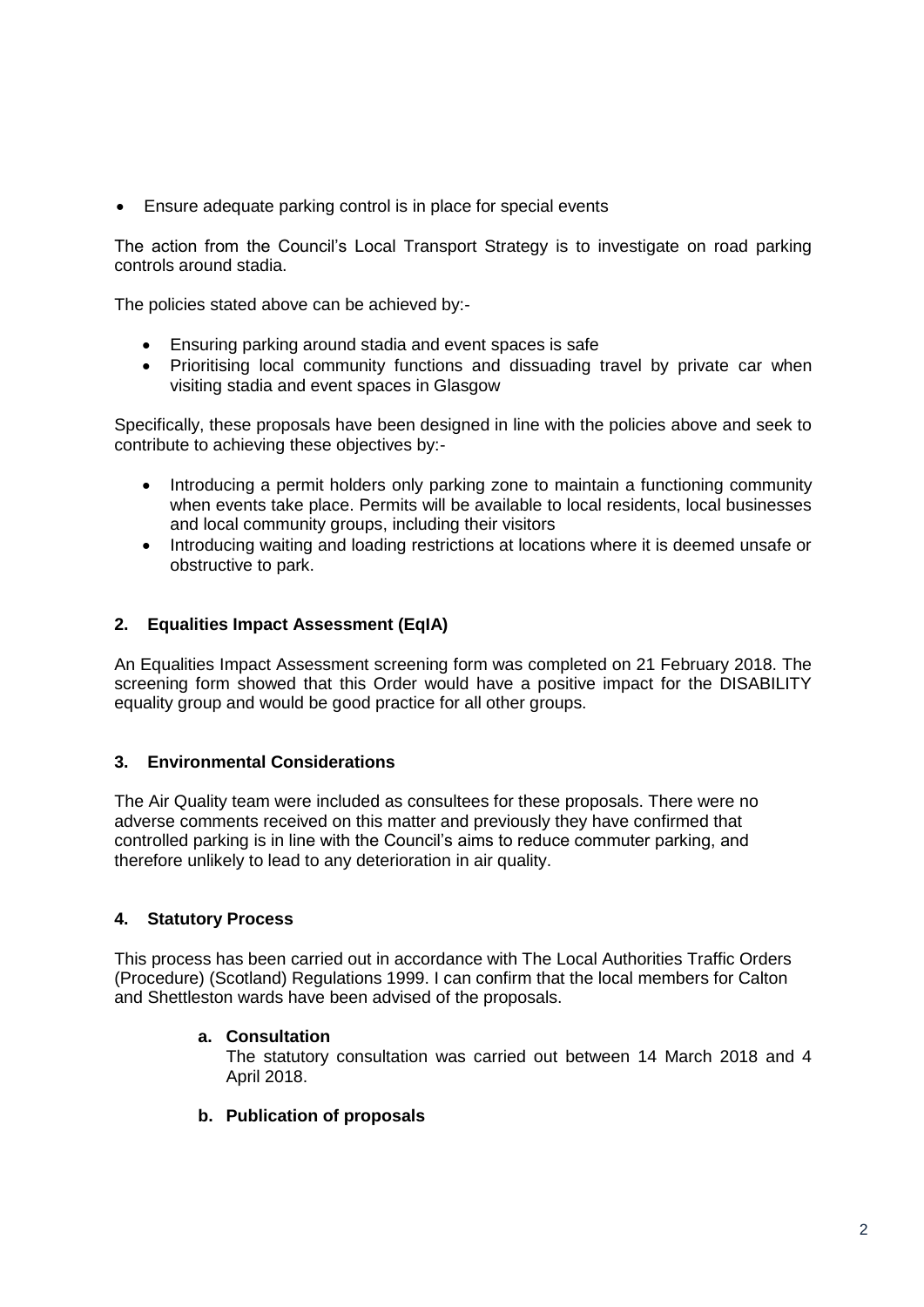- Ensure adequate parking control is in place for special events

The action from the Council's Local Transport Strategy is to investigate on road parking controls around stadia.

The policies stated above can be achieved by:-

- Ensuring parking around stadia and event spaces is safe
- Prioritising local community functions and dissuading travel by private car when visiting stadia and event spaces in Glasgow

Specifically, these proposals have been designed in line with the policies above and seek to contribute to achieving these objectives by:-

- Introducing a permit holders only parking zone to maintain a functioning community when events take place. Permits will be available to local residents, local businesses and local community groups, including their visitors
- Introducing waiting and loading restrictions at locations where it is deemed unsafe or obstructive to park.

## 2. Equalities Impact Assessment (EqIA)

An Equalities Impact Assessment screening form was completed on 21 February 2018. The screening form showed that this Order would have a positive impact for the DISABILITY equality group and would be good practice for all other groups.

## 3. Environmental Considerations

The Air Quality team were included as consultees for these proposals. There were no adverse comments received on this matter and previously they have confirmed that controlled parking is in line with the Council's aims to reduce commuter parking, and therefore unlikely to lead to any deterioration in air quality.

## 4. Statutory Process

This process has been carried out in accordance with The Local Authorities Traffic Orders (Procedure) (Scotland) Regulations 1999. I can confirm that the local members for Calton and Shettleston wards have been advised of the proposals.

### a. Consultation

The statutory consultation was carried out between 14 March 2018 and 4 April 2018.

### b. Publication of proposals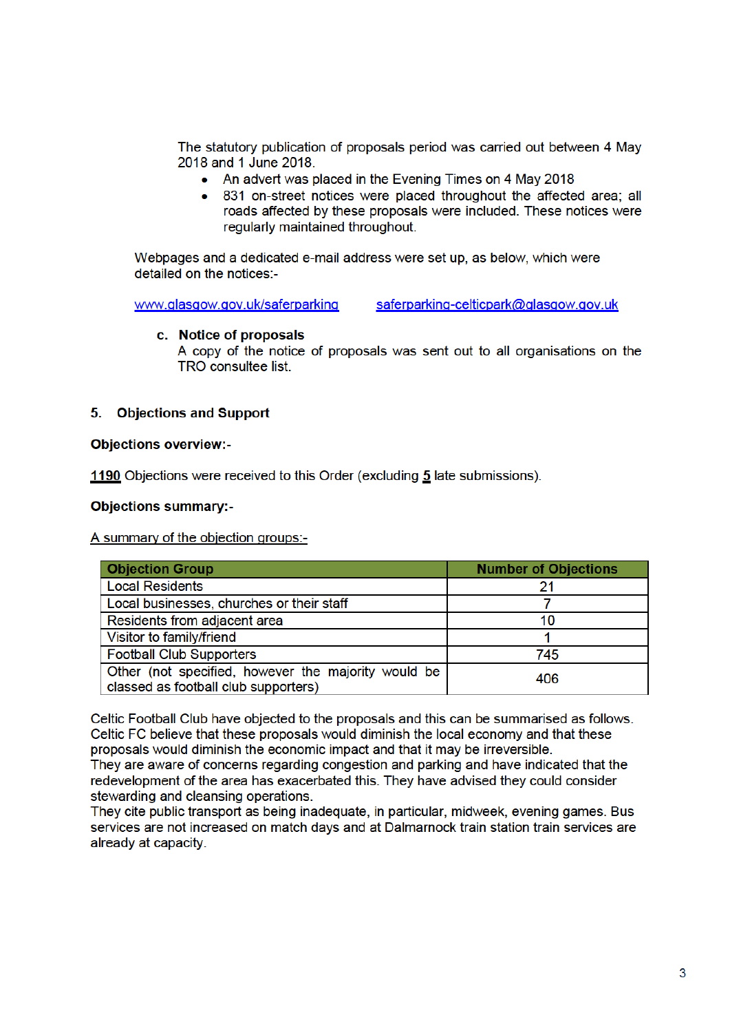The statutory publication of proposals period was carried out between 4 May 2018 and 1 June 2018.

- An advert was placed in the Evening Times on 4 May 2018
- 831 on-street notices were placed throughout the affected area; all roads affected by these proposals were included. These notices were regularly maintained throughout.

Webpages and a dedicated e-mail address were set up, as below, which were detailed on the notices:-

www.glasgow.gov.uk/saferparking    saferparking-celticpark@glasgow.gov.uk

**c. Notice of proposals**

A copy of the notice of proposals was sent out to all organisations on the TRO consultee list.

## 5. Objections and Support

**Objections overview:-**

**1190** Objections were received to this Order (excluding **5** late submissions).

**Objections summary:-**

A summary of the objection groups:-

| Objection Group | Number of Objections |
|---|---|
| Local Residents | 21 |
| Local businesses, churches or their staff | 7 |
| Residents from adjacent area | 10 |
| Visitor to family/friend | 1 |
| Football Club Supporters | 745 |
| Other (not specified, however the majority would be classed as football club supporters) | 406 |

Celtic Football Club have objected to the proposals and this can be summarised as follows. Celtic FC believe that these proposals would diminish the local economy and that these proposals would diminish the economic impact and that it may be irreversible.
They are aware of concerns regarding congestion and parking and have indicated that the redevelopment of the area has exacerbated this. They have advised they could consider stewarding and cleansing operations.
They cite public transport as being inadequate, in particular, midweek, evening games. Bus services are not increased on match days and at Dalmarnock train station train services are already at capacity.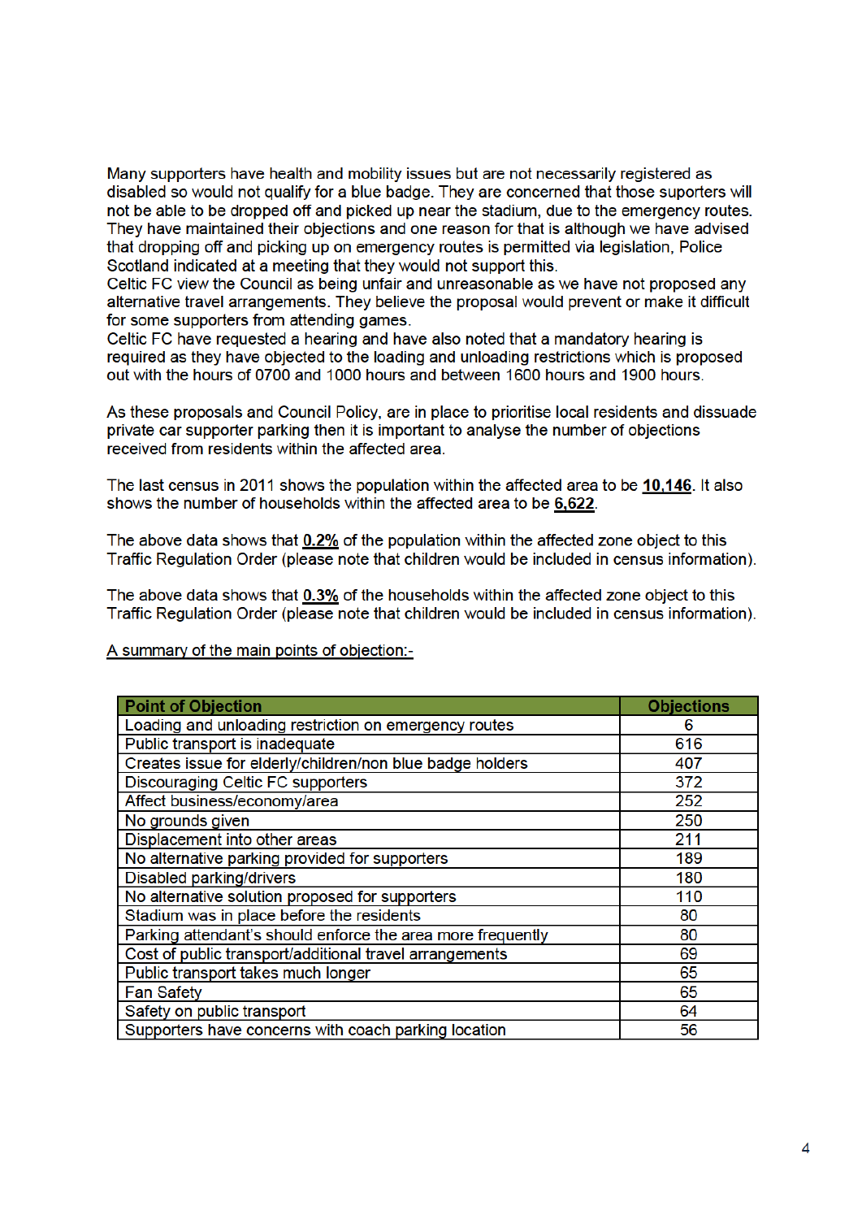Many supporters have health and mobility issues but are not necessarily registered as disabled so would not qualify for a blue badge. They are concerned that those suporters will not be able to be dropped off and picked up near the stadium, due to the emergency routes. They have maintained their objections and one reason for that is although we have advised that dropping off and picking up on emergency routes is permitted via legislation, Police Scotland indicated at a meeting that they would not support this.
Celtic FC view the Council as being unfair and unreasonable as we have not proposed any alternative travel arrangements. They believe the proposal would prevent or make it difficult for some supporters from attending games.
Celtic FC have requested a hearing and have also noted that a mandatory hearing is required as they have objected to the loading and unloading restrictions which is proposed out with the hours of 0700 and 1000 hours and between 1600 hours and 1900 hours.

As these proposals and Council Policy, are in place to prioritise local residents and dissuade private car supporter parking then it is important to analyse the number of objections received from residents within the affected area.

The last census in 2011 shows the population within the affected area to be **10,146**. It also shows the number of households within the affected area to be **6,622**.

The above data shows that **0.2%** of the population within the affected zone object to this Traffic Regulation Order (please note that children would be included in census information).

The above data shows that **0.3%** of the households within the affected zone object to this Traffic Regulation Order (please note that children would be included in census information).

A summary of the main points of objection:-

| Point of Objection | Objections |
|---|---|
| Loading and unloading restriction on emergency routes | 6 |
| Public transport is inadequate | 616 |
| Creates issue for elderly/children/non blue badge holders | 407 |
| Discouraging Celtic FC supporters | 372 |
| Affect business/economy/area | 252 |
| No grounds given | 250 |
| Displacement into other areas | 211 |
| No alternative parking provided for supporters | 189 |
| Disabled parking/drivers | 180 |
| No alternative solution proposed for supporters | 110 |
| Stadium was in place before the residents | 80 |
| Parking attendant's should enforce the area more frequently | 80 |
| Cost of public transport/additional travel arrangements | 69 |
| Public transport takes much longer | 65 |
| Fan Safety | 65 |
| Safety on public transport | 64 |
| Supporters have concerns with coach parking location | 56 |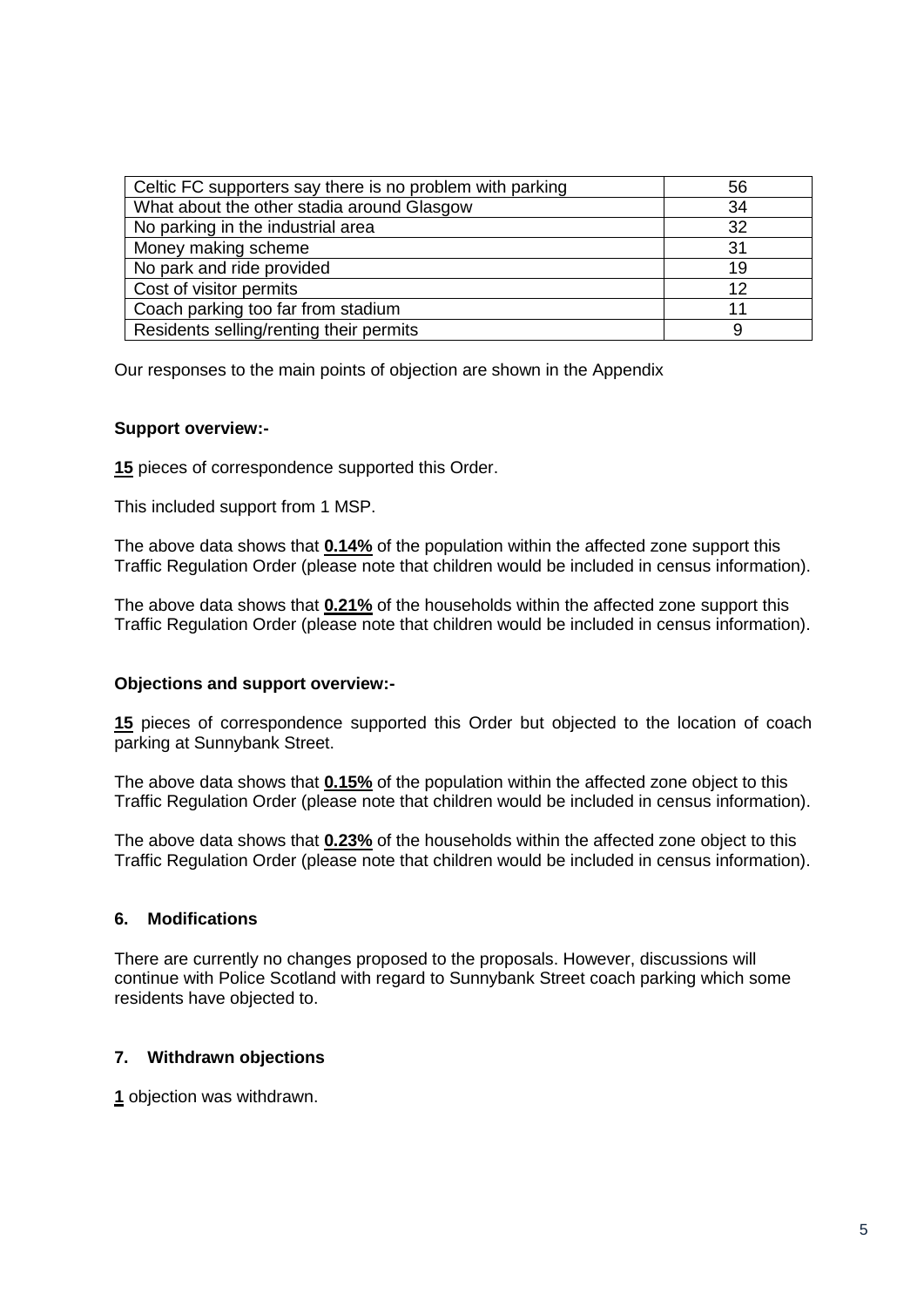| | |
|---|---|
| Celtic FC supporters say there is no problem with parking | 56 |
| What about the other stadia around Glasgow | 34 |
| No parking in the industrial area | 32 |
| Money making scheme | 31 |
| No park and ride provided | 19 |
| Cost of visitor permits | 12 |
| Coach parking too far from stadium | 11 |
| Residents selling/renting their permits | 9 |

Our responses to the main points of objection are shown in the Appendix

**Support overview:-**

**15** pieces of correspondence supported this Order.

This included support from 1 MSP.

The above data shows that **0.14%** of the population within the affected zone support this Traffic Regulation Order (please note that children would be included in census information).

The above data shows that **0.21%** of the households within the affected zone support this Traffic Regulation Order (please note that children would be included in census information).

**Objections and support overview:-**

**15** pieces of correspondence supported this Order but objected to the location of coach parking at Sunnybank Street.

The above data shows that **0.15%** of the population within the affected zone object to this Traffic Regulation Order (please note that children would be included in census information).

The above data shows that **0.23%** of the households within the affected zone object to this Traffic Regulation Order (please note that children would be included in census information).

## 6. Modifications

There are currently no changes proposed to the proposals. However, discussions will continue with Police Scotland with regard to Sunnybank Street coach parking which some residents have objected to.

## 7. Withdrawn objections

**1** objection was withdrawn.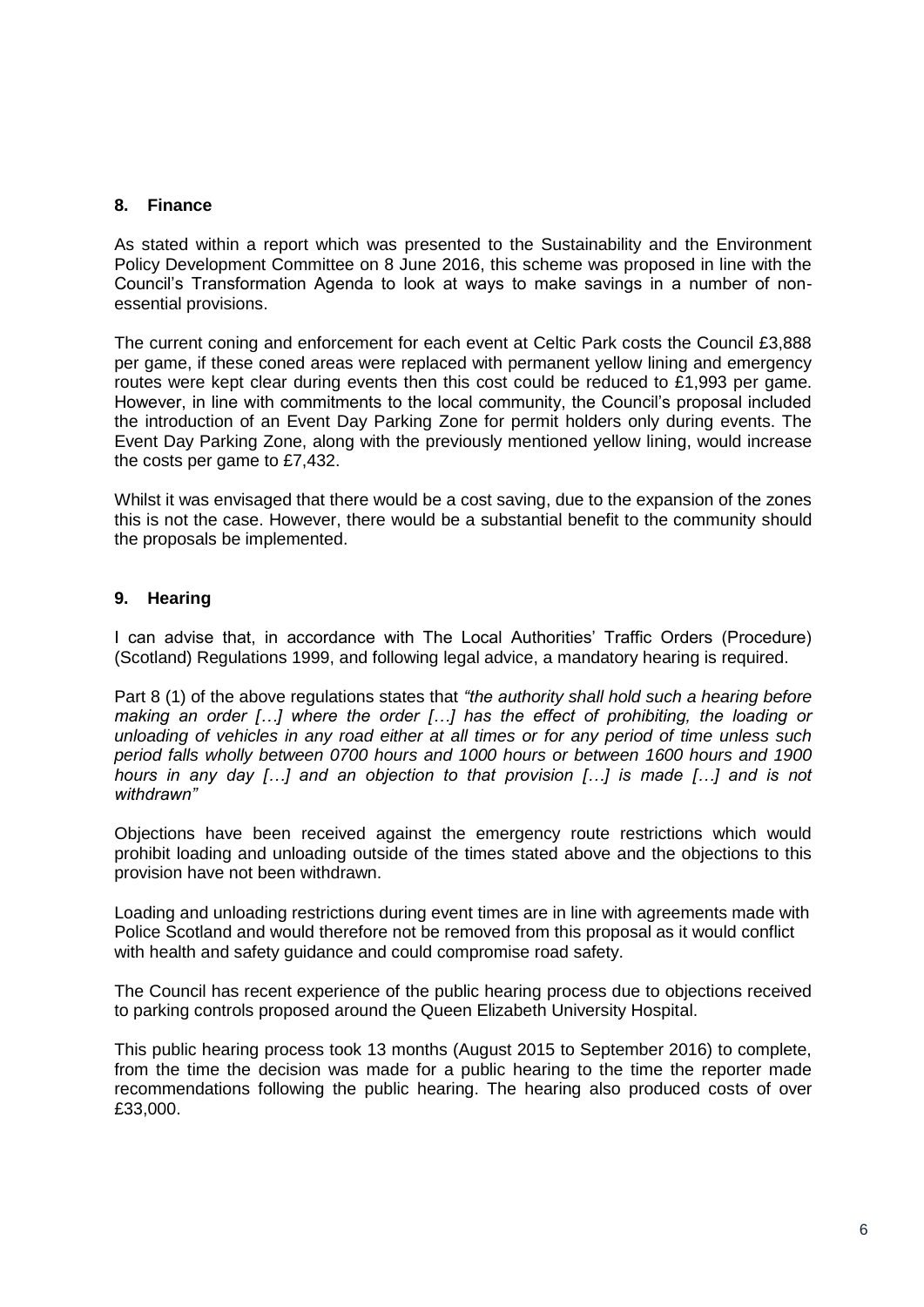## 8. Finance

As stated within a report which was presented to the Sustainability and the Environment Policy Development Committee on 8 June 2016, this scheme was proposed in line with the Council's Transformation Agenda to look at ways to make savings in a number of non-essential provisions.

The current coning and enforcement for each event at Celtic Park costs the Council £3,888 per game, if these coned areas were replaced with permanent yellow lining and emergency routes were kept clear during events then this cost could be reduced to £1,993 per game. However, in line with commitments to the local community, the Council's proposal included the introduction of an Event Day Parking Zone for permit holders only during events. The Event Day Parking Zone, along with the previously mentioned yellow lining, would increase the costs per game to £7,432.

Whilst it was envisaged that there would be a cost saving, due to the expansion of the zones this is not the case. However, there would be a substantial benefit to the community should the proposals be implemented.

## 9. Hearing

I can advise that, in accordance with The Local Authorities' Traffic Orders (Procedure) (Scotland) Regulations 1999, and following legal advice, a mandatory hearing is required.

Part 8 (1) of the above regulations states that *"the authority shall hold such a hearing before making an order […] where the order […] has the effect of prohibiting, the loading or unloading of vehicles in any road either at all times or for any period of time unless such period falls wholly between 0700 hours and 1000 hours or between 1600 hours and 1900 hours in any day […] and an objection to that provision […] is made […] and is not withdrawn"*

Objections have been received against the emergency route restrictions which would prohibit loading and unloading outside of the times stated above and the objections to this provision have not been withdrawn.

Loading and unloading restrictions during event times are in line with agreements made with Police Scotland and would therefore not be removed from this proposal as it would conflict with health and safety guidance and could compromise road safety.

The Council has recent experience of the public hearing process due to objections received to parking controls proposed around the Queen Elizabeth University Hospital.

This public hearing process took 13 months (August 2015 to September 2016) to complete, from the time the decision was made for a public hearing to the time the reporter made recommendations following the public hearing. The hearing also produced costs of over £33,000.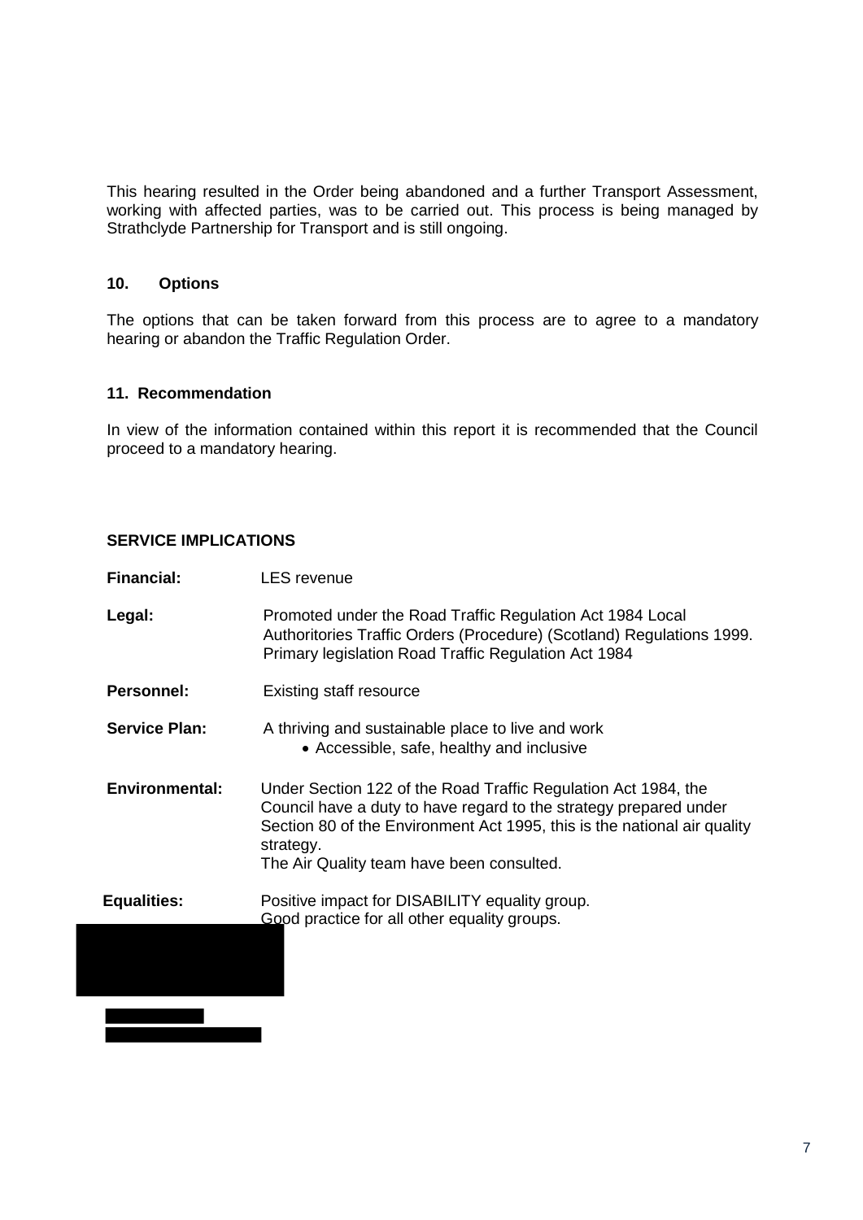This hearing resulted in the Order being abandoned and a further Transport Assessment, working with affected parties, was to be carried out. This process is being managed by Strathclyde Partnership for Transport and is still ongoing.

## 10. Options

The options that can be taken forward from this process are to agree to a mandatory hearing or abandon the Traffic Regulation Order.

## 11. Recommendation

In view of the information contained within this report it is recommended that the Council proceed to a mandatory hearing.

## SERVICE IMPLICATIONS

| | |
|---|---|
| **Financial:** | LES revenue |
| **Legal:** | Promoted under the Road Traffic Regulation Act 1984 Local Authorities Traffic Orders (Procedure) (Scotland) Regulations 1999. Primary legislation Road Traffic Regulation Act 1984 |
| **Personnel:** | Existing staff resource |
| **Service Plan:** | A thriving and sustainable place to live and work<br>• Accessible, safe, healthy and inclusive |
| **Environmental:** | Under Section 122 of the Road Traffic Regulation Act 1984, the Council have a duty to have regard to the strategy prepared under Section 80 of the Environment Act 1995, this is the national air quality strategy.<br>The Air Quality team have been consulted. |
| **Equalities:** | Positive impact for DISABILITY equality group.<br>Good practice for all other equality groups. |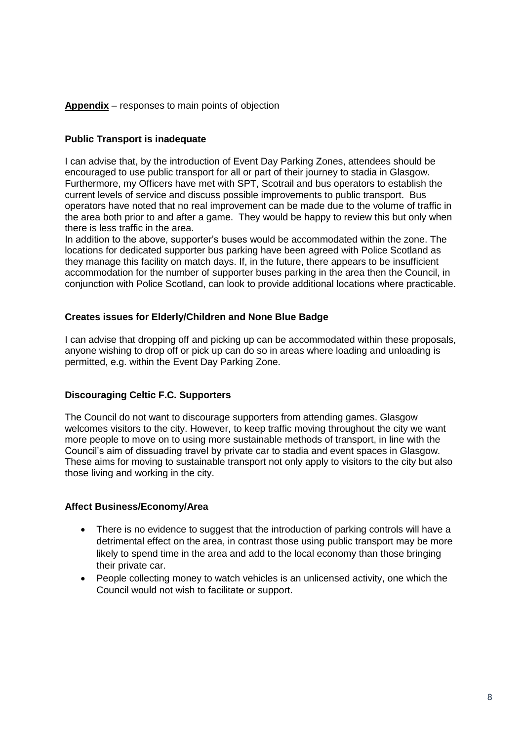**Appendix** – responses to main points of objection

**Public Transport is inadequate**

I can advise that, by the introduction of Event Day Parking Zones, attendees should be encouraged to use public transport for all or part of their journey to stadia in Glasgow. Furthermore, my Officers have met with SPT, Scotrail and bus operators to establish the current levels of service and discuss possible improvements to public transport. Bus operators have noted that no real improvement can be made due to the volume of traffic in the area both prior to and after a game. They would be happy to review this but only when there is less traffic in the area.
In addition to the above, supporter's buses would be accommodated within the zone. The locations for dedicated supporter bus parking have been agreed with Police Scotland as they manage this facility on match days. If, in the future, there appears to be insufficient accommodation for the number of supporter buses parking in the area then the Council, in conjunction with Police Scotland, can look to provide additional locations where practicable.

**Creates issues for Elderly/Children and None Blue Badge**

I can advise that dropping off and picking up can be accommodated within these proposals, anyone wishing to drop off or pick up can do so in areas where loading and unloading is permitted, e.g. within the Event Day Parking Zone.

**Discouraging Celtic F.C. Supporters**

The Council do not want to discourage supporters from attending games. Glasgow welcomes visitors to the city. However, to keep traffic moving throughout the city we want more people to move on to using more sustainable methods of transport, in line with the Council's aim of dissuading travel by private car to stadia and event spaces in Glasgow. These aims for moving to sustainable transport not only apply to visitors to the city but also those living and working in the city.

**Affect Business/Economy/Area**

- There is no evidence to suggest that the introduction of parking controls will have a detrimental effect on the area, in contrast those using public transport may be more likely to spend time in the area and add to the local economy than those bringing their private car.
- People collecting money to watch vehicles is an unlicensed activity, one which the Council would not wish to facilitate or support.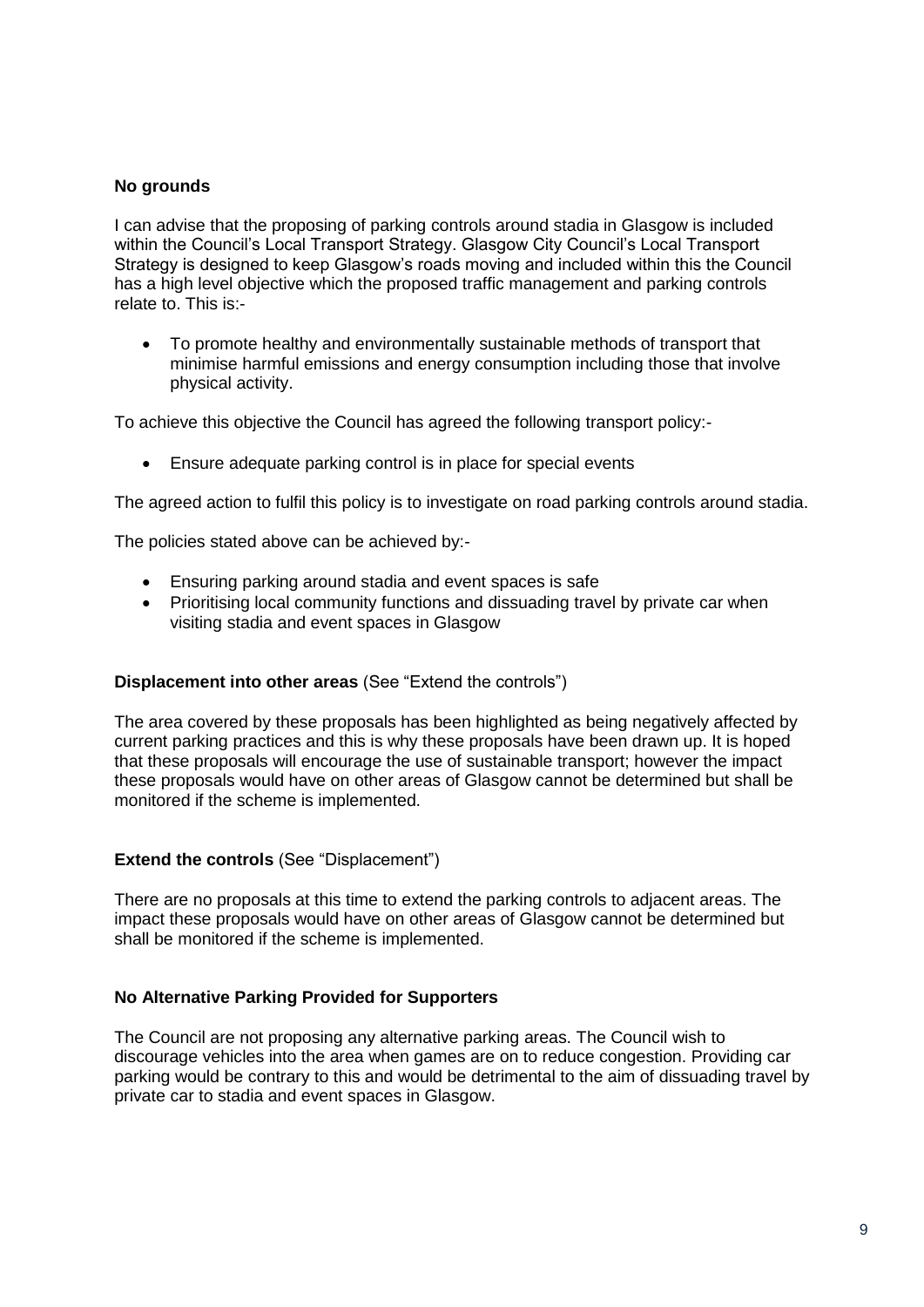**No grounds**

I can advise that the proposing of parking controls around stadia in Glasgow is included within the Council's Local Transport Strategy. Glasgow City Council's Local Transport Strategy is designed to keep Glasgow's roads moving and included within this the Council has a high level objective which the proposed traffic management and parking controls relate to. This is:-

- To promote healthy and environmentally sustainable methods of transport that minimise harmful emissions and energy consumption including those that involve physical activity.

To achieve this objective the Council has agreed the following transport policy:-

- Ensure adequate parking control is in place for special events

The agreed action to fulfil this policy is to investigate on road parking controls around stadia.

The policies stated above can be achieved by:-

- Ensuring parking around stadia and event spaces is safe
- Prioritising local community functions and dissuading travel by private car when visiting stadia and event spaces in Glasgow

**Displacement into other areas** (See "Extend the controls")

The area covered by these proposals has been highlighted as being negatively affected by current parking practices and this is why these proposals have been drawn up. It is hoped that these proposals will encourage the use of sustainable transport; however the impact these proposals would have on other areas of Glasgow cannot be determined but shall be monitored if the scheme is implemented.

**Extend the controls** (See "Displacement")

There are no proposals at this time to extend the parking controls to adjacent areas. The impact these proposals would have on other areas of Glasgow cannot be determined but shall be monitored if the scheme is implemented.

**No Alternative Parking Provided for Supporters**

The Council are not proposing any alternative parking areas. The Council wish to discourage vehicles into the area when games are on to reduce congestion. Providing car parking would be contrary to this and would be detrimental to the aim of dissuading travel by private car to stadia and event spaces in Glasgow.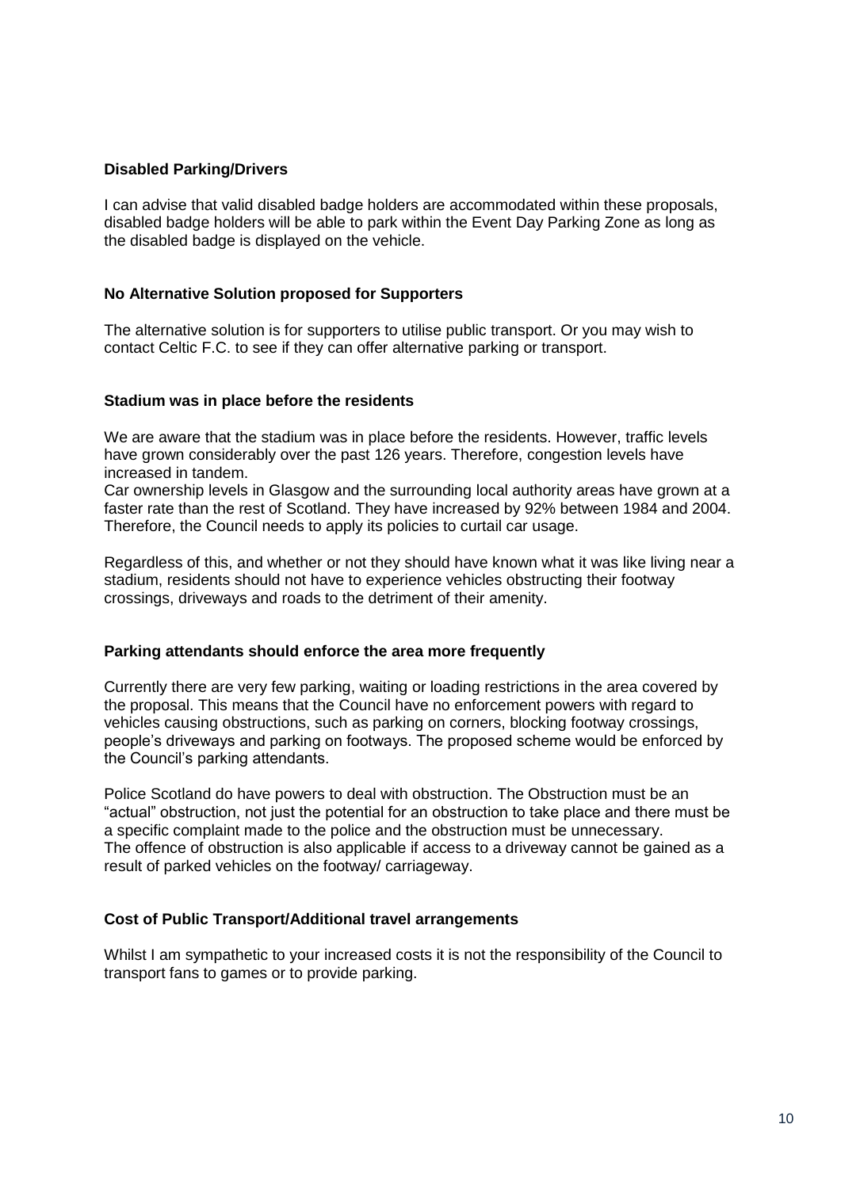### Disabled Parking/Drivers

I can advise that valid disabled badge holders are accommodated within these proposals, disabled badge holders will be able to park within the Event Day Parking Zone as long as the disabled badge is displayed on the vehicle.

### No Alternative Solution proposed for Supporters

The alternative solution is for supporters to utilise public transport. Or you may wish to contact Celtic F.C. to see if they can offer alternative parking or transport.

### Stadium was in place before the residents

We are aware that the stadium was in place before the residents. However, traffic levels have grown considerably over the past 126 years. Therefore, congestion levels have increased in tandem.
Car ownership levels in Glasgow and the surrounding local authority areas have grown at a faster rate than the rest of Scotland. They have increased by 92% between 1984 and 2004. Therefore, the Council needs to apply its policies to curtail car usage.

Regardless of this, and whether or not they should have known what it was like living near a stadium, residents should not have to experience vehicles obstructing their footway crossings, driveways and roads to the detriment of their amenity.

### Parking attendants should enforce the area more frequently

Currently there are very few parking, waiting or loading restrictions in the area covered by the proposal. This means that the Council have no enforcement powers with regard to vehicles causing obstructions, such as parking on corners, blocking footway crossings, people's driveways and parking on footways. The proposed scheme would be enforced by the Council's parking attendants.

Police Scotland do have powers to deal with obstruction. The Obstruction must be an "actual" obstruction, not just the potential for an obstruction to take place and there must be a specific complaint made to the police and the obstruction must be unnecessary.
The offence of obstruction is also applicable if access to a driveway cannot be gained as a result of parked vehicles on the footway/ carriageway.

### Cost of Public Transport/Additional travel arrangements

Whilst I am sympathetic to your increased costs it is not the responsibility of the Council to transport fans to games or to provide parking.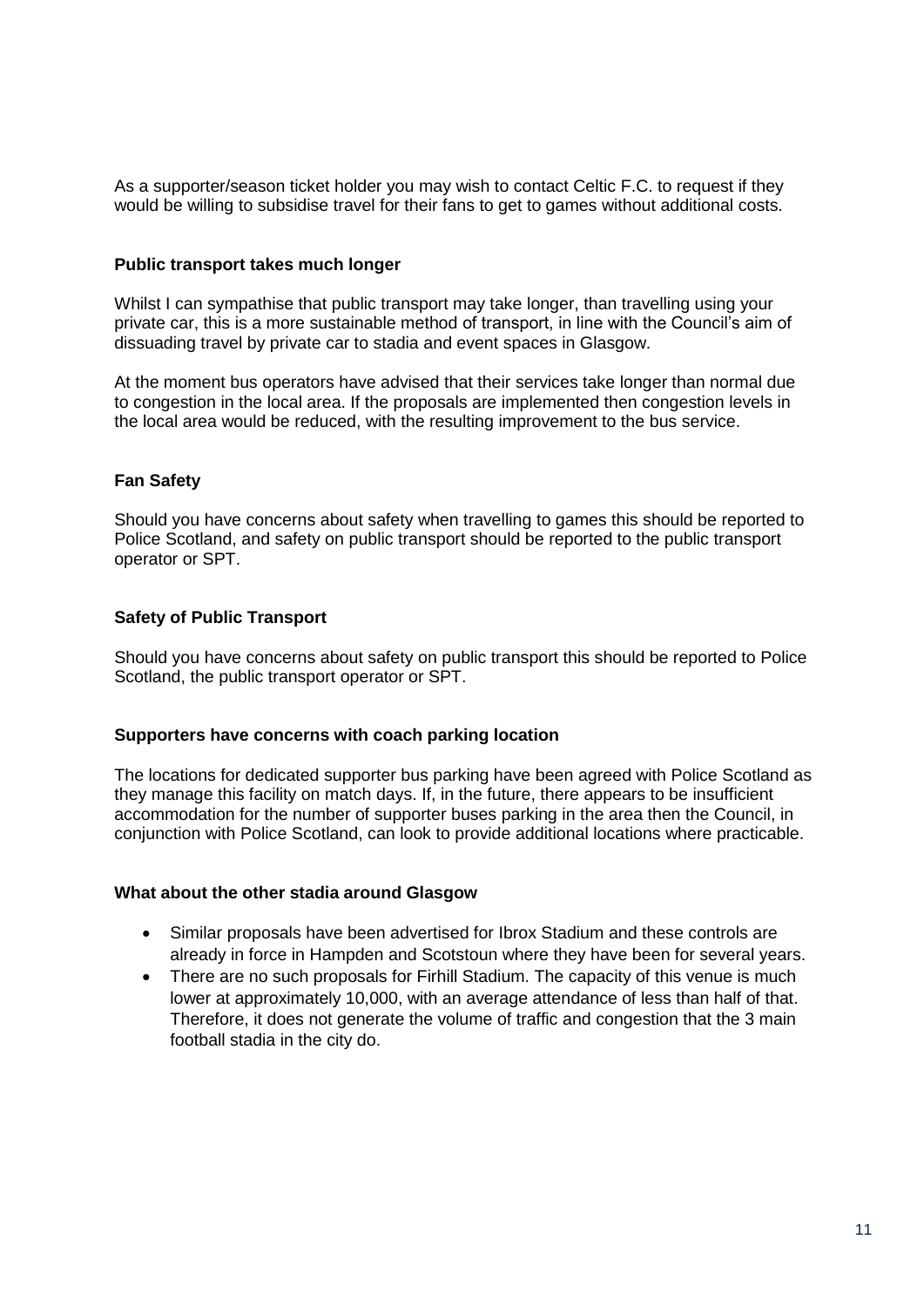As a supporter/season ticket holder you may wish to contact Celtic F.C. to request if they would be willing to subsidise travel for their fans to get to games without additional costs.

**Public transport takes much longer**

Whilst I can sympathise that public transport may take longer, than travelling using your private car, this is a more sustainable method of transport, in line with the Council's aim of dissuading travel by private car to stadia and event spaces in Glasgow.

At the moment bus operators have advised that their services take longer than normal due to congestion in the local area. If the proposals are implemented then congestion levels in the local area would be reduced, with the resulting improvement to the bus service.

**Fan Safety**

Should you have concerns about safety when travelling to games this should be reported to Police Scotland, and safety on public transport should be reported to the public transport operator or SPT.

**Safety of Public Transport**

Should you have concerns about safety on public transport this should be reported to Police Scotland, the public transport operator or SPT.

**Supporters have concerns with coach parking location**

The locations for dedicated supporter bus parking have been agreed with Police Scotland as they manage this facility on match days. If, in the future, there appears to be insufficient accommodation for the number of supporter buses parking in the area then the Council, in conjunction with Police Scotland, can look to provide additional locations where practicable.

**What about the other stadia around Glasgow**

- Similar proposals have been advertised for Ibrox Stadium and these controls are already in force in Hampden and Scotstoun where they have been for several years.
- There are no such proposals for Firhill Stadium. The capacity of this venue is much lower at approximately 10,000, with an average attendance of less than half of that. Therefore, it does not generate the volume of traffic and congestion that the 3 main football stadia in the city do.